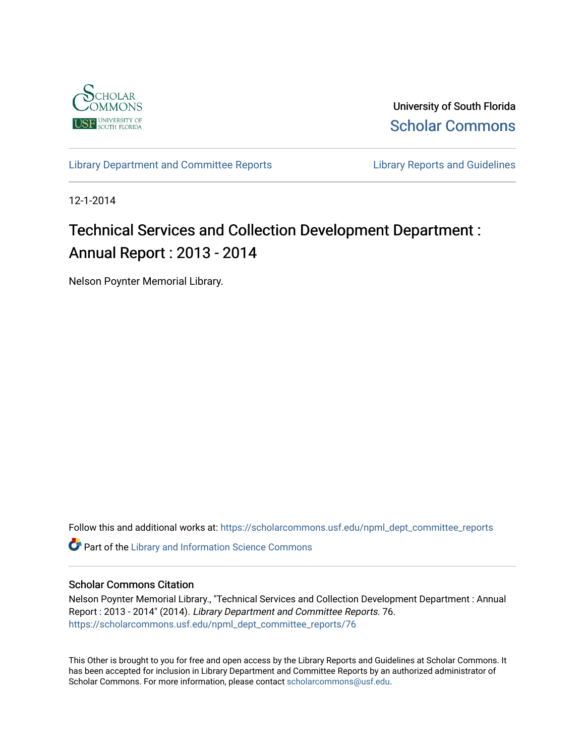University of South Florida

Scholar Commons

Library Department and Committee Reports | Library Reports and Guidelines

12-1-2014

# Technical Services and Collection Development Department : Annual Report : 2013 - 2014

Nelson Poynter Memorial Library.

Follow this and additional works at: https://scholarcommons.usf.edu/npml_dept_committee_reports

Part of the Library and Information Science Commons

## Scholar Commons Citation

Nelson Poynter Memorial Library., "Technical Services and Collection Development Department : Annual Report : 2013 - 2014" (2014). *Library Department and Committee Reports*. 76.
https://scholarcommons.usf.edu/npml_dept_committee_reports/76

This Other is brought to you for free and open access by the Library Reports and Guidelines at Scholar Commons. It has been accepted for inclusion in Library Department and Committee Reports by an authorized administrator of Scholar Commons. For more information, please contact scholarcommons@usf.edu.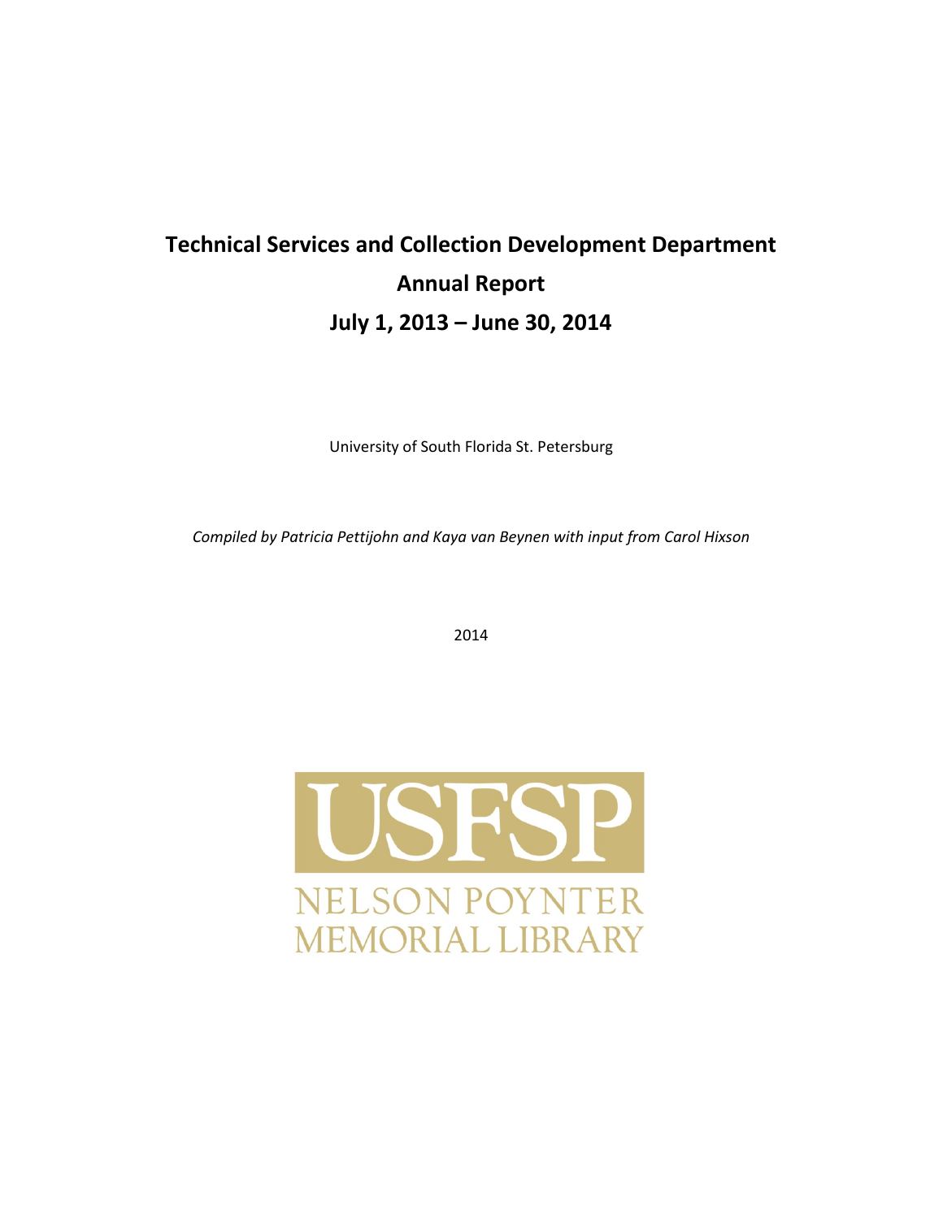# Technical Services and Collection Development Department

# Annual Report

# July 1, 2013 – June 30, 2014

University of South Florida St. Petersburg

*Compiled by Patricia Pettijohn and Kaya van Beynen with input from Carol Hixson*

2014

USFSP

NELSON POYNTER MEMORIAL LIBRARY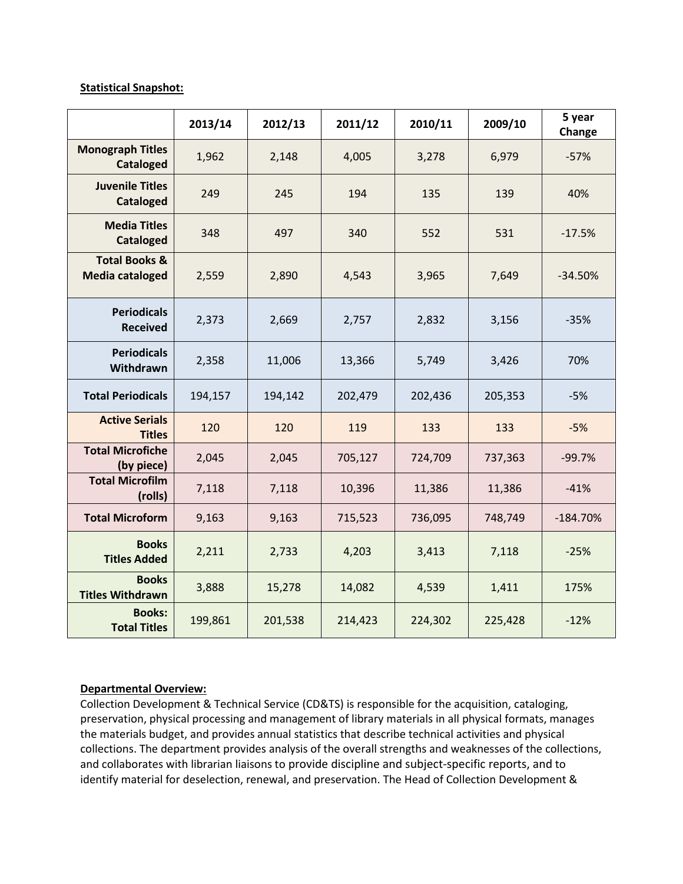**Statistical Snapshot:**

| | 2013/14 | 2012/13 | 2011/12 | 2010/11 | 2009/10 | 5 year Change |
|---|---|---|---|---|---|---|
| Monograph Titles Cataloged | 1,962 | 2,148 | 4,005 | 3,278 | 6,979 | -57% |
| Juvenile Titles Cataloged | 249 | 245 | 194 | 135 | 139 | 40% |
| Media Titles Cataloged | 348 | 497 | 340 | 552 | 531 | -17.5% |
| Total Books & Media cataloged | 2,559 | 2,890 | 4,543 | 3,965 | 7,649 | -34.50% |
| Periodicals Received | 2,373 | 2,669 | 2,757 | 2,832 | 3,156 | -35% |
| Periodicals Withdrawn | 2,358 | 11,006 | 13,366 | 5,749 | 3,426 | 70% |
| Total Periodicals | 194,157 | 194,142 | 202,479 | 202,436 | 205,353 | -5% |
| Active Serials Titles | 120 | 120 | 119 | 133 | 133 | -5% |
| Total Microfiche (by piece) | 2,045 | 2,045 | 705,127 | 724,709 | 737,363 | -99.7% |
| Total Microfilm (rolls) | 7,118 | 7,118 | 10,396 | 11,386 | 11,386 | -41% |
| Total Microform | 9,163 | 9,163 | 715,523 | 736,095 | 748,749 | -184.70% |
| Books Titles Added | 2,211 | 2,733 | 4,203 | 3,413 | 7,118 | -25% |
| Books Titles Withdrawn | 3,888 | 15,278 | 14,082 | 4,539 | 1,411 | 175% |
| Books: Total Titles | 199,861 | 201,538 | 214,423 | 224,302 | 225,428 | -12% |

**Departmental Overview:**

Collection Development & Technical Service (CD&TS) is responsible for the acquisition, cataloging, preservation, physical processing and management of library materials in all physical formats, manages the materials budget, and provides annual statistics that describe technical activities and physical collections. The department provides analysis of the overall strengths and weaknesses of the collections, and collaborates with librarian liaisons to provide discipline and subject-specific reports, and to identify material for deselection, renewal, and preservation. The Head of Collection Development &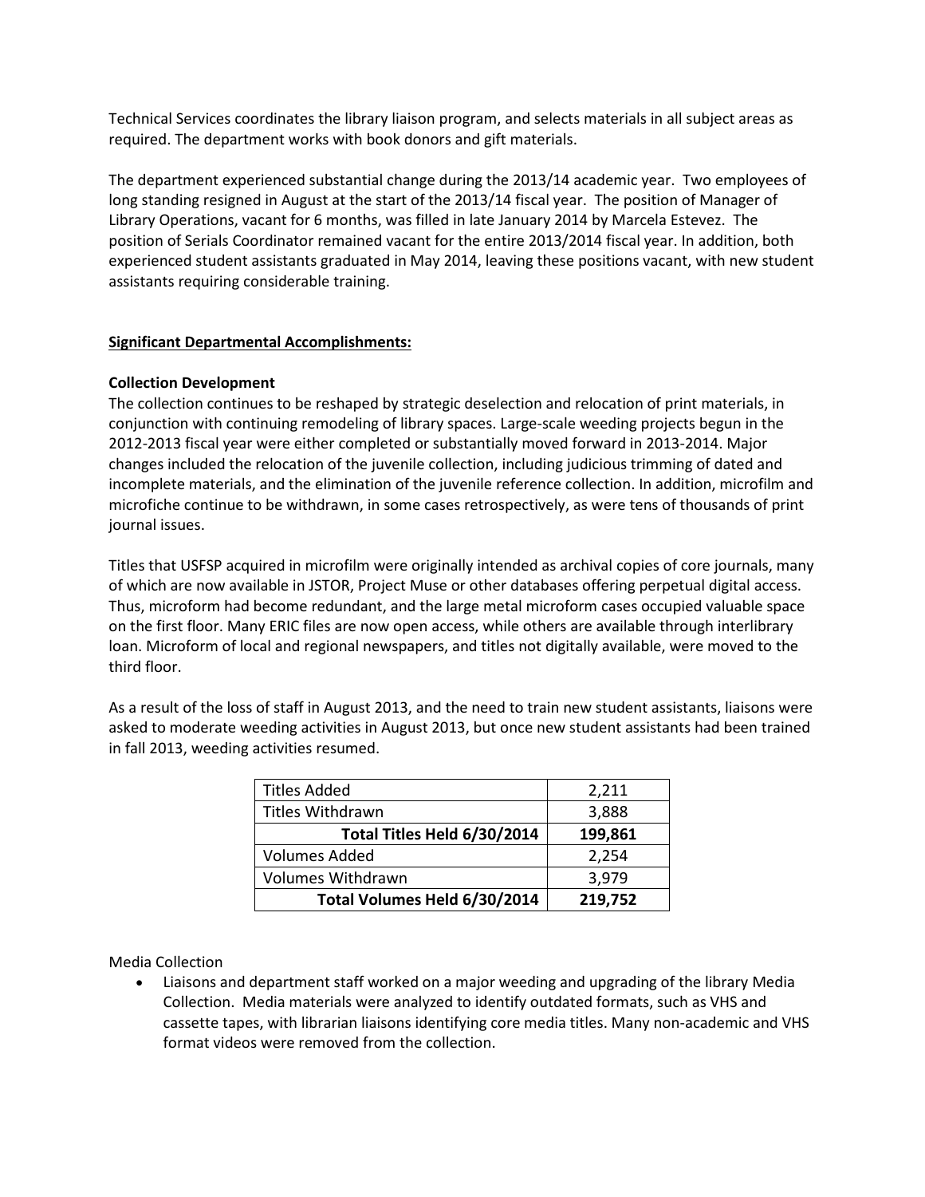Technical Services coordinates the library liaison program, and selects materials in all subject areas as required. The department works with book donors and gift materials.

The department experienced substantial change during the 2013/14 academic year. Two employees of long standing resigned in August at the start of the 2013/14 fiscal year. The position of Manager of Library Operations, vacant for 6 months, was filled in late January 2014 by Marcela Estevez. The position of Serials Coordinator remained vacant for the entire 2013/2014 fiscal year. In addition, both experienced student assistants graduated in May 2014, leaving these positions vacant, with new student assistants requiring considerable training.

## Significant Departmental Accomplishments:

### Collection Development

The collection continues to be reshaped by strategic deselection and relocation of print materials, in conjunction with continuing remodeling of library spaces. Large-scale weeding projects begun in the 2012-2013 fiscal year were either completed or substantially moved forward in 2013-2014. Major changes included the relocation of the juvenile collection, including judicious trimming of dated and incomplete materials, and the elimination of the juvenile reference collection. In addition, microfilm and microfiche continue to be withdrawn, in some cases retrospectively, as were tens of thousands of print journal issues.

Titles that USFSP acquired in microfilm were originally intended as archival copies of core journals, many of which are now available in JSTOR, Project Muse or other databases offering perpetual digital access. Thus, microform had become redundant, and the large metal microform cases occupied valuable space on the first floor. Many ERIC files are now open access, while others are available through interlibrary loan. Microform of local and regional newspapers, and titles not digitally available, were moved to the third floor.

As a result of the loss of staff in August 2013, and the need to train new student assistants, liaisons were asked to moderate weeding activities in August 2013, but once new student assistants had been trained in fall 2013, weeding activities resumed.

| | |
|---|---|
| Titles Added | 2,211 |
| Titles Withdrawn | 3,888 |
| **Total Titles Held 6/30/2014** | **199,861** |
| Volumes Added | 2,254 |
| Volumes Withdrawn | 3,979 |
| **Total Volumes Held 6/30/2014** | **219,752** |

Media Collection

- Liaisons and department staff worked on a major weeding and upgrading of the library Media Collection. Media materials were analyzed to identify outdated formats, such as VHS and cassette tapes, with librarian liaisons identifying core media titles. Many non-academic and VHS format videos were removed from the collection.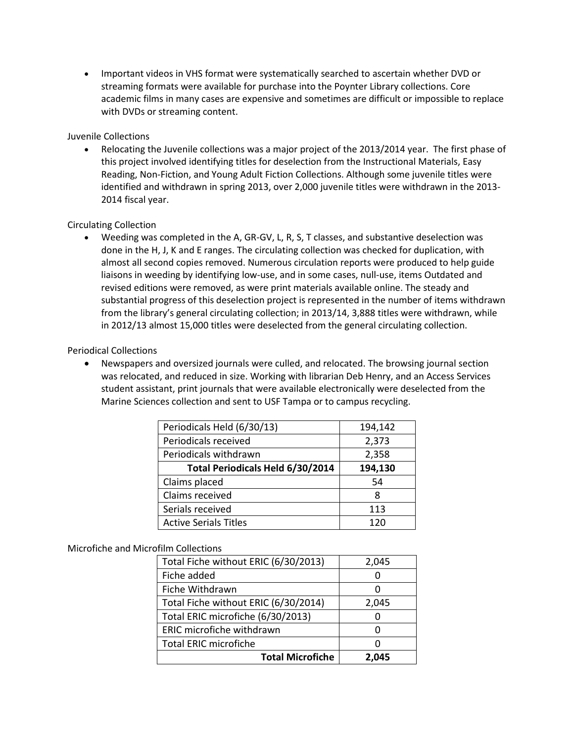- Important videos in VHS format were systematically searched to ascertain whether DVD or streaming formats were available for purchase into the Poynter Library collections. Core academic films in many cases are expensive and sometimes are difficult or impossible to replace with DVDs or streaming content.

Juvenile Collections

- Relocating the Juvenile collections was a major project of the 2013/2014 year. The first phase of this project involved identifying titles for deselection from the Instructional Materials, Easy Reading, Non-Fiction, and Young Adult Fiction Collections. Although some juvenile titles were identified and withdrawn in spring 2013, over 2,000 juvenile titles were withdrawn in the 2013-2014 fiscal year.

Circulating Collection

- Weeding was completed in the A, GR-GV, L, R, S, T classes, and substantive deselection was done in the H, J, K and E ranges. The circulating collection was checked for duplication, with almost all second copies removed. Numerous circulation reports were produced to help guide liaisons in weeding by identifying low-use, and in some cases, null-use, items Outdated and revised editions were removed, as were print materials available online. The steady and substantial progress of this deselection project is represented in the number of items withdrawn from the library's general circulating collection; in 2013/14, 3,888 titles were withdrawn, while in 2012/13 almost 15,000 titles were deselected from the general circulating collection.

Periodical Collections

- Newspapers and oversized journals were culled, and relocated. The browsing journal section was relocated, and reduced in size. Working with librarian Deb Henry, and an Access Services student assistant, print journals that were available electronically were deselected from the Marine Sciences collection and sent to USF Tampa or to campus recycling.

| | |
|---|---|
| Periodicals Held (6/30/13) | 194,142 |
| Periodicals received | 2,373 |
| Periodicals withdrawn | 2,358 |
| **Total Periodicals Held 6/30/2014** | **194,130** |
| Claims placed | 54 |
| Claims received | 8 |
| Serials received | 113 |
| Active Serials Titles | 120 |

Microfiche and Microfilm Collections

| | |
|---|---|
| Total Fiche without ERIC (6/30/2013) | 2,045 |
| Fiche added | 0 |
| Fiche Withdrawn | 0 |
| Total Fiche without ERIC (6/30/2014) | 2,045 |
| Total ERIC microfiche (6/30/2013) | 0 |
| ERIC microfiche withdrawn | 0 |
| Total ERIC microfiche | 0 |
| **Total Microfiche** | **2,045** |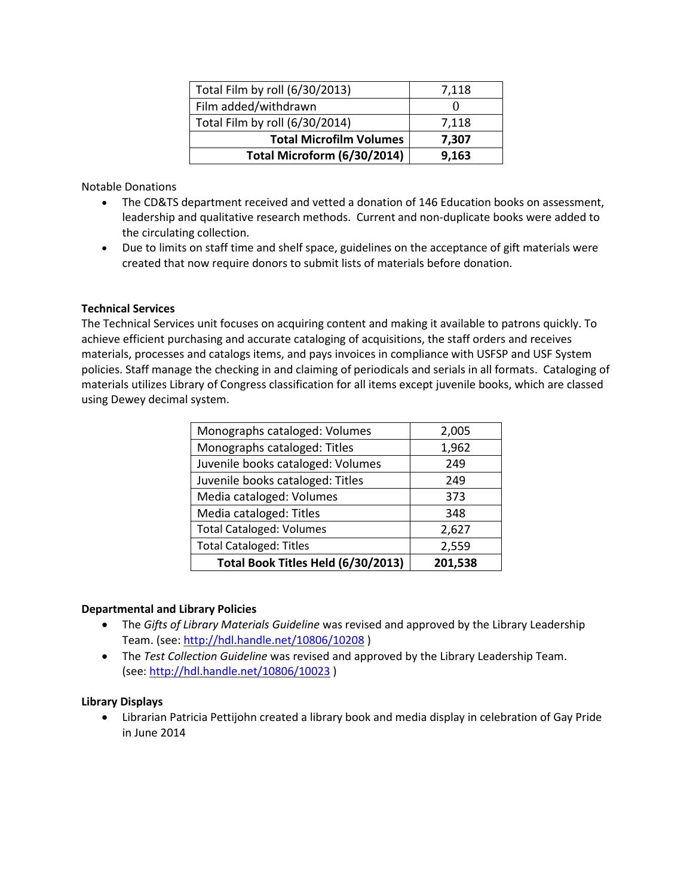| Total Film by roll (6/30/2013) | 7,118 |
| --- | --- |
| Film added/withdrawn | 0 |
| Total Film by roll (6/30/2014) | 7,118 |
| **Total Microfilm Volumes** | **7,307** |
| **Total Microform (6/30/2014)** | **9,163** |

Notable Donations

- The CD&TS department received and vetted a donation of 146 Education books on assessment, leadership and qualitative research methods. Current and non-duplicate books were added to the circulating collection.
- Due to limits on staff time and shelf space, guidelines on the acceptance of gift materials were created that now require donors to submit lists of materials before donation.

**Technical Services**

The Technical Services unit focuses on acquiring content and making it available to patrons quickly. To achieve efficient purchasing and accurate cataloging of acquisitions, the staff orders and receives materials, processes and catalogs items, and pays invoices in compliance with USFSP and USF System policies. Staff manage the checking in and claiming of periodicals and serials in all formats. Cataloging of materials utilizes Library of Congress classification for all items except juvenile books, which are classed using Dewey decimal system.

| Monographs cataloged: Volumes | 2,005 |
| --- | --- |
| Monographs cataloged: Titles | 1,962 |
| Juvenile books cataloged: Volumes | 249 |
| Juvenile books cataloged: Titles | 249 |
| Media cataloged: Volumes | 373 |
| Media cataloged: Titles | 348 |
| Total Cataloged: Volumes | 2,627 |
| Total Cataloged: Titles | 2,559 |
| **Total Book Titles Held (6/30/2013)** | **201,538** |

**Departmental and Library Policies**

- The *Gifts of Library Materials Guideline* was revised and approved by the Library Leadership Team. (see: http://hdl.handle.net/10806/10208 )
- The *Test Collection Guideline* was revised and approved by the Library Leadership Team. (see: http://hdl.handle.net/10806/10023 )

**Library Displays**

- Librarian Patricia Pettijohn created a library book and media display in celebration of Gay Pride in June 2014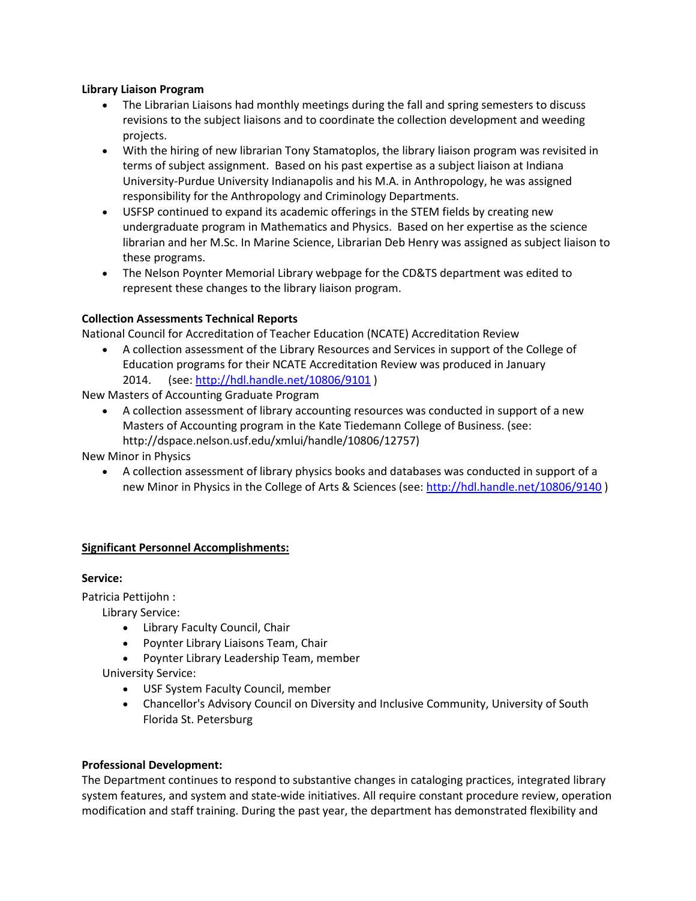**Library Liaison Program**

- The Librarian Liaisons had monthly meetings during the fall and spring semesters to discuss revisions to the subject liaisons and to coordinate the collection development and weeding projects.
- With the hiring of new librarian Tony Stamatoplos, the library liaison program was revisited in terms of subject assignment. Based on his past expertise as a subject liaison at Indiana University-Purdue University Indianapolis and his M.A. in Anthropology, he was assigned responsibility for the Anthropology and Criminology Departments.
- USFSP continued to expand its academic offerings in the STEM fields by creating new undergraduate program in Mathematics and Physics. Based on her expertise as the science librarian and her M.Sc. In Marine Science, Librarian Deb Henry was assigned as subject liaison to these programs.
- The Nelson Poynter Memorial Library webpage for the CD&TS department was edited to represent these changes to the library liaison program.

**Collection Assessments Technical Reports**

National Council for Accreditation of Teacher Education (NCATE) Accreditation Review

- A collection assessment of the Library Resources and Services in support of the College of Education programs for their NCATE Accreditation Review was produced in January 2014. (see: http://hdl.handle.net/10806/9101 )

New Masters of Accounting Graduate Program

- A collection assessment of library accounting resources was conducted in support of a new Masters of Accounting program in the Kate Tiedemann College of Business. (see: http://dspace.nelson.usf.edu/xmlui/handle/10806/12757)

New Minor in Physics

- A collection assessment of library physics books and databases was conducted in support of a new Minor in Physics in the College of Arts & Sciences (see: http://hdl.handle.net/10806/9140 )

**<u>Significant Personnel Accomplishments:</u>**

**Service:**

Patricia Pettijohn :

Library Service:

- Library Faculty Council, Chair
- Poynter Library Liaisons Team, Chair
- Poynter Library Leadership Team, member

University Service:

- USF System Faculty Council, member
- Chancellor's Advisory Council on Diversity and Inclusive Community, University of South Florida St. Petersburg

**Professional Development:**

The Department continues to respond to substantive changes in cataloging practices, integrated library system features, and system and state-wide initiatives. All require constant procedure review, operation modification and staff training. During the past year, the department has demonstrated flexibility and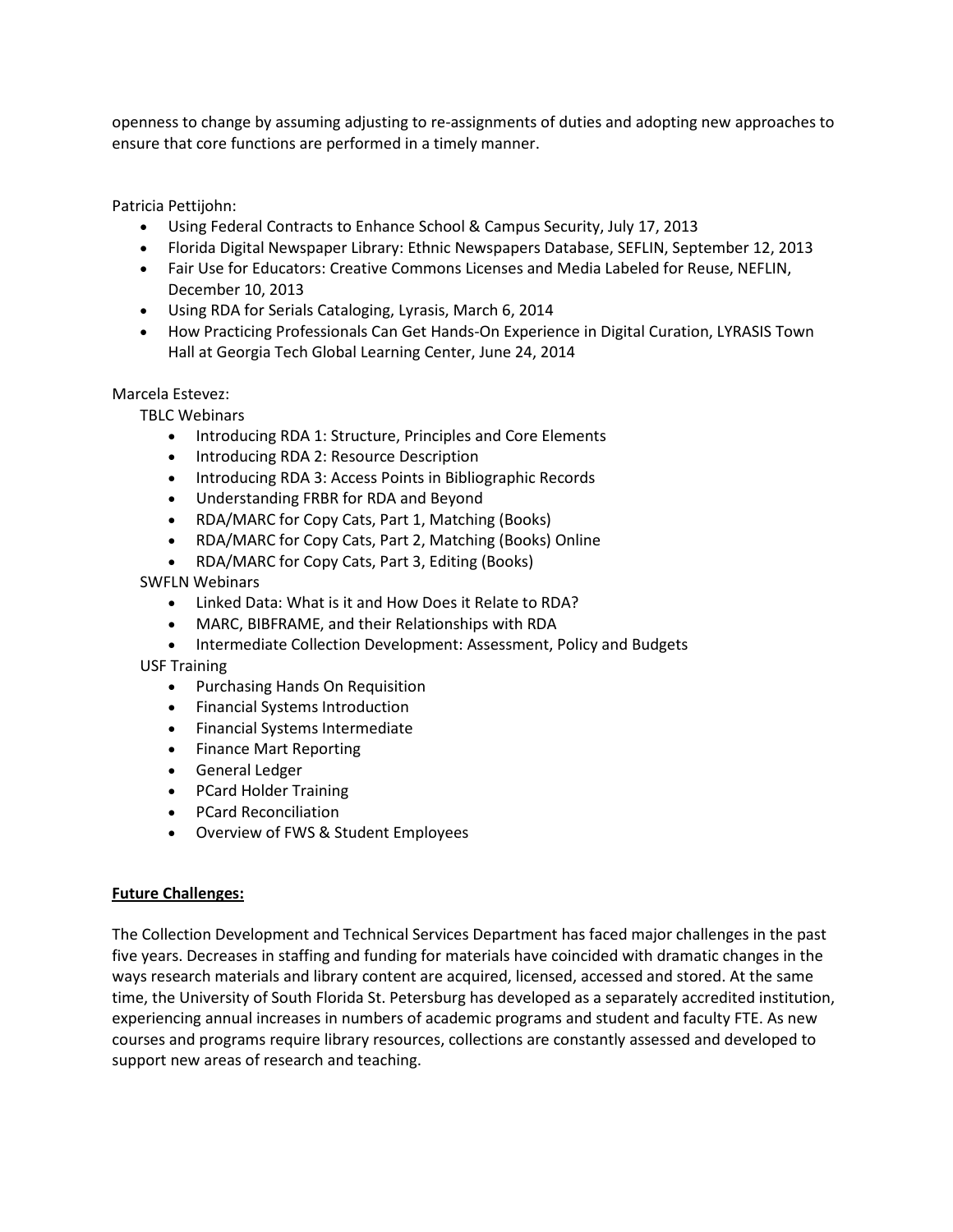openness to change by assuming adjusting to re-assignments of duties and adopting new approaches to ensure that core functions are performed in a timely manner.

Patricia Pettijohn:

- Using Federal Contracts to Enhance School & Campus Security, July 17, 2013
- Florida Digital Newspaper Library: Ethnic Newspapers Database, SEFLIN, September 12, 2013
- Fair Use for Educators: Creative Commons Licenses and Media Labeled for Reuse, NEFLIN, December 10, 2013
- Using RDA for Serials Cataloging, Lyrasis, March 6, 2014
- How Practicing Professionals Can Get Hands-On Experience in Digital Curation, LYRASIS Town Hall at Georgia Tech Global Learning Center, June 24, 2014

Marcela Estevez:

TBLC Webinars

- Introducing RDA 1: Structure, Principles and Core Elements
- Introducing RDA 2: Resource Description
- Introducing RDA 3: Access Points in Bibliographic Records
- Understanding FRBR for RDA and Beyond
- RDA/MARC for Copy Cats, Part 1, Matching (Books)
- RDA/MARC for Copy Cats, Part 2, Matching (Books) Online
- RDA/MARC for Copy Cats, Part 3, Editing (Books)

SWFLN Webinars

- Linked Data: What is it and How Does it Relate to RDA?
- MARC, BIBFRAME, and their Relationships with RDA
- Intermediate Collection Development: Assessment, Policy and Budgets

USF Training

- Purchasing Hands On Requisition
- Financial Systems Introduction
- Financial Systems Intermediate
- Finance Mart Reporting
- General Ledger
- PCard Holder Training
- PCard Reconciliation
- Overview of FWS & Student Employees

**Future Challenges:**

The Collection Development and Technical Services Department has faced major challenges in the past five years. Decreases in staffing and funding for materials have coincided with dramatic changes in the ways research materials and library content are acquired, licensed, accessed and stored. At the same time, the University of South Florida St. Petersburg has developed as a separately accredited institution, experiencing annual increases in numbers of academic programs and student and faculty FTE. As new courses and programs require library resources, collections are constantly assessed and developed to support new areas of research and teaching.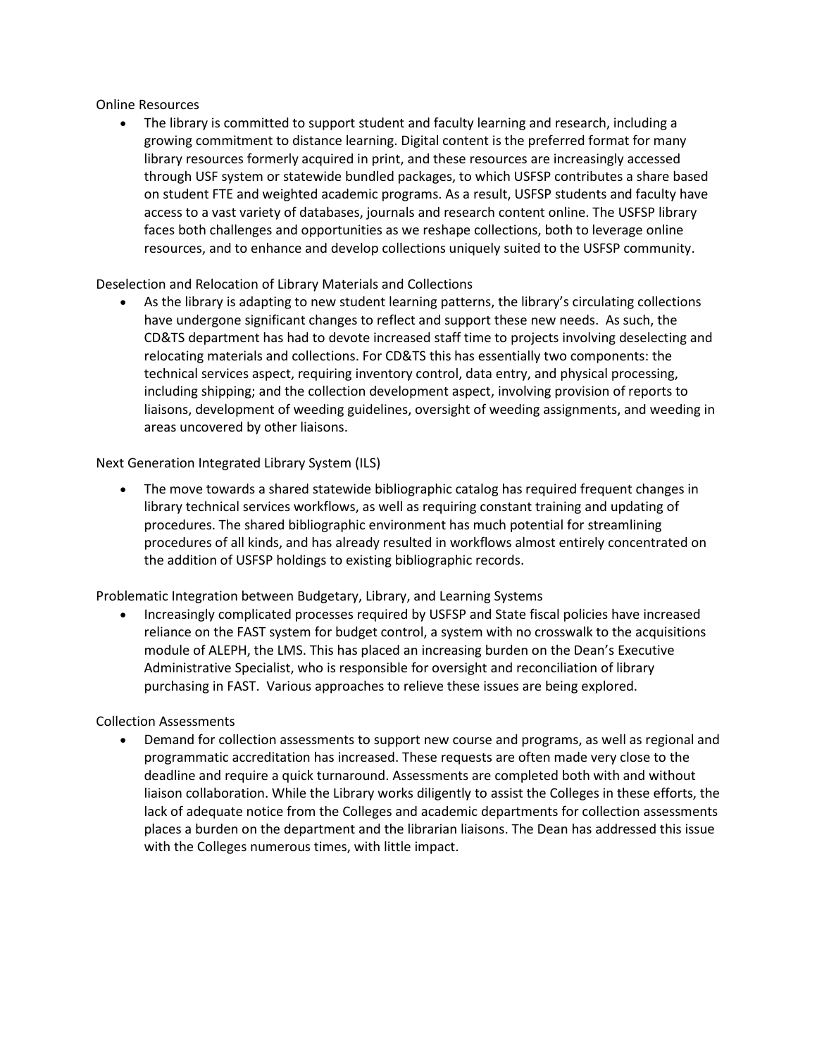Online Resources

- The library is committed to support student and faculty learning and research, including a growing commitment to distance learning. Digital content is the preferred format for many library resources formerly acquired in print, and these resources are increasingly accessed through USF system or statewide bundled packages, to which USFSP contributes a share based on student FTE and weighted academic programs. As a result, USFSP students and faculty have access to a vast variety of databases, journals and research content online. The USFSP library faces both challenges and opportunities as we reshape collections, both to leverage online resources, and to enhance and develop collections uniquely suited to the USFSP community.

Deselection and Relocation of Library Materials and Collections

- As the library is adapting to new student learning patterns, the library's circulating collections have undergone significant changes to reflect and support these new needs. As such, the CD&TS department has had to devote increased staff time to projects involving deselecting and relocating materials and collections. For CD&TS this has essentially two components: the technical services aspect, requiring inventory control, data entry, and physical processing, including shipping; and the collection development aspect, involving provision of reports to liaisons, development of weeding guidelines, oversight of weeding assignments, and weeding in areas uncovered by other liaisons.

Next Generation Integrated Library System (ILS)

- The move towards a shared statewide bibliographic catalog has required frequent changes in library technical services workflows, as well as requiring constant training and updating of procedures. The shared bibliographic environment has much potential for streamlining procedures of all kinds, and has already resulted in workflows almost entirely concentrated on the addition of USFSP holdings to existing bibliographic records.

Problematic Integration between Budgetary, Library, and Learning Systems

- Increasingly complicated processes required by USFSP and State fiscal policies have increased reliance on the FAST system for budget control, a system with no crosswalk to the acquisitions module of ALEPH, the LMS. This has placed an increasing burden on the Dean's Executive Administrative Specialist, who is responsible for oversight and reconciliation of library purchasing in FAST. Various approaches to relieve these issues are being explored.

Collection Assessments

- Demand for collection assessments to support new course and programs, as well as regional and programmatic accreditation has increased. These requests are often made very close to the deadline and require a quick turnaround. Assessments are completed both with and without liaison collaboration. While the Library works diligently to assist the Colleges in these efforts, the lack of adequate notice from the Colleges and academic departments for collection assessments places a burden on the department and the librarian liaisons. The Dean has addressed this issue with the Colleges numerous times, with little impact.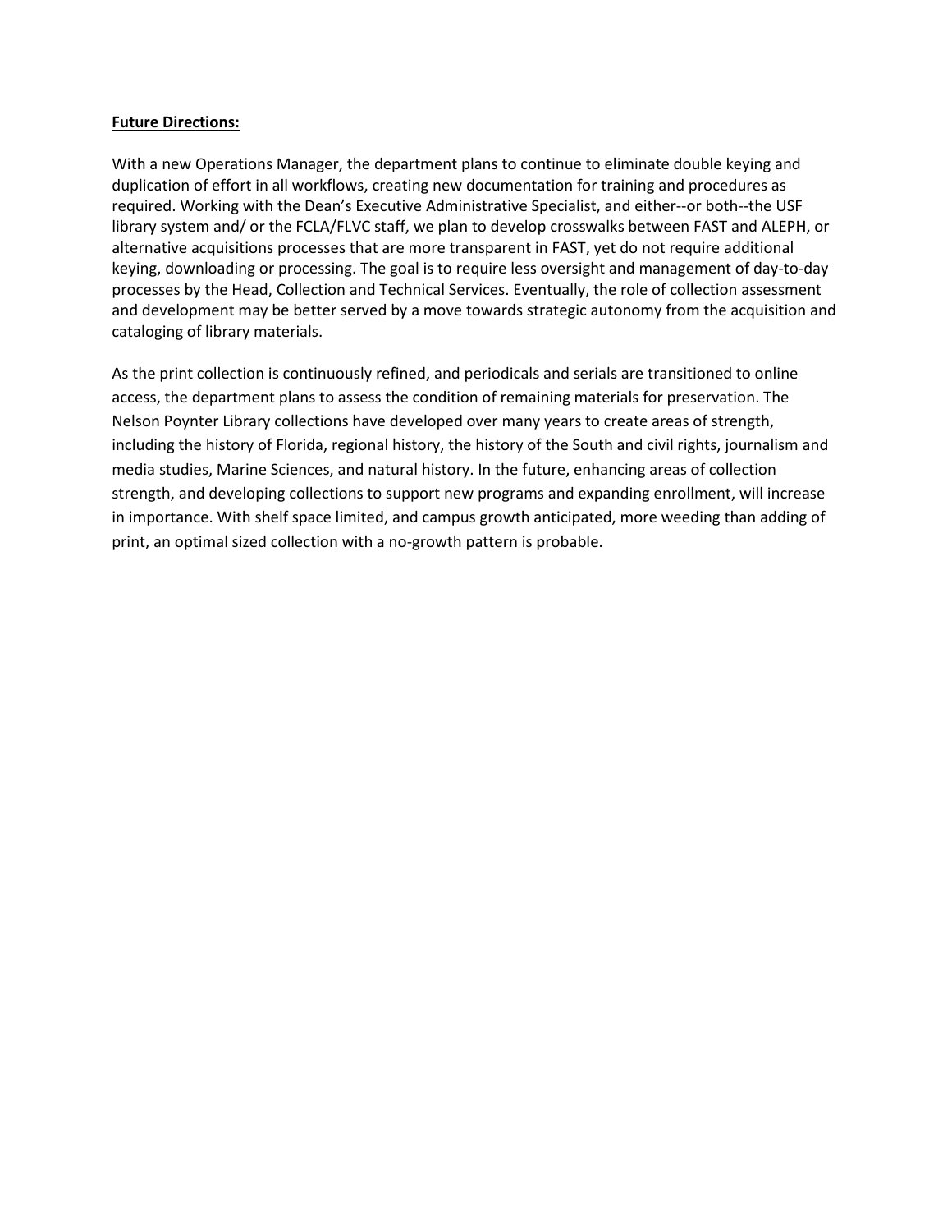**Future Directions:**

With a new Operations Manager, the department plans to continue to eliminate double keying and duplication of effort in all workflows, creating new documentation for training and procedures as required. Working with the Dean's Executive Administrative Specialist, and either--or both--the USF library system and/ or the FCLA/FLVC staff, we plan to develop crosswalks between FAST and ALEPH, or alternative acquisitions processes that are more transparent in FAST, yet do not require additional keying, downloading or processing. The goal is to require less oversight and management of day-to-day processes by the Head, Collection and Technical Services. Eventually, the role of collection assessment and development may be better served by a move towards strategic autonomy from the acquisition and cataloging of library materials.

As the print collection is continuously refined, and periodicals and serials are transitioned to online access, the department plans to assess the condition of remaining materials for preservation. The Nelson Poynter Library collections have developed over many years to create areas of strength, including the history of Florida, regional history, the history of the South and civil rights, journalism and media studies, Marine Sciences, and natural history. In the future, enhancing areas of collection strength, and developing collections to support new programs and expanding enrollment, will increase in importance. With shelf space limited, and campus growth anticipated, more weeding than adding of print, an optimal sized collection with a no-growth pattern is probable.